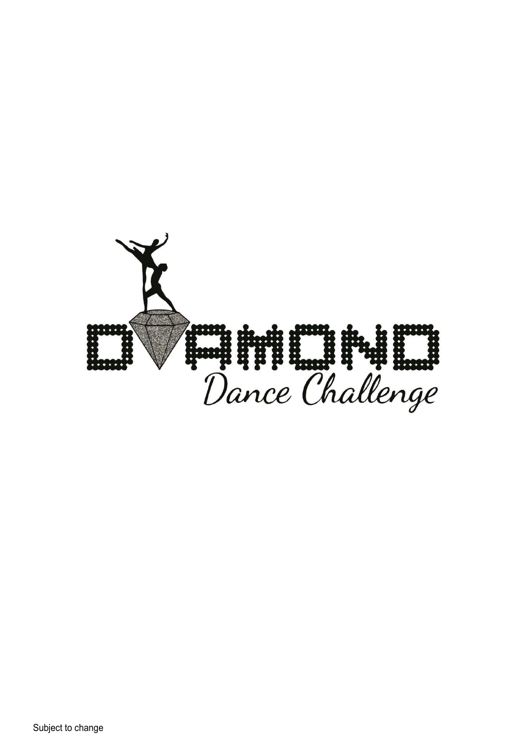DIAMOND

Dance Challenge

Subject to change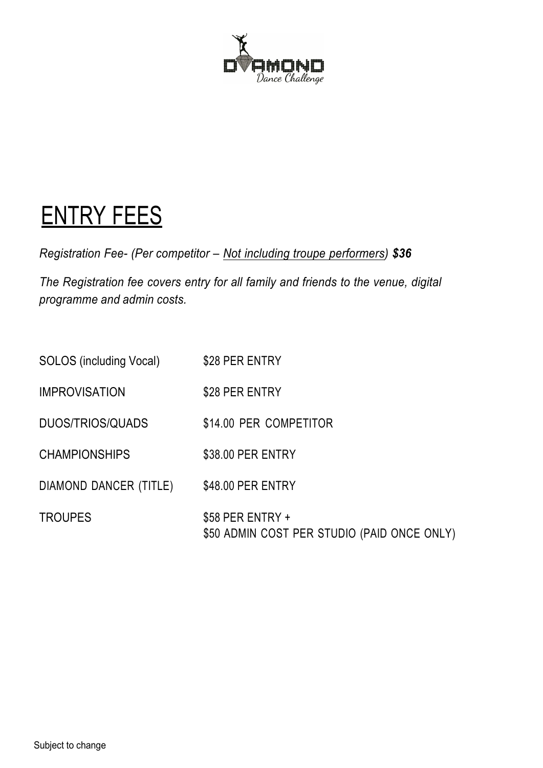# ENTRY FEES

*Registration Fee- (Per competitor – Not including troupe performers)* ***$36***

*The Registration fee covers entry for all family and friends to the venue, digital programme and admin costs.*

| | |
|---|---|
| SOLOS (including Vocal) | $28 PER ENTRY |
| IMPROVISATION | $28 PER ENTRY |
| DUOS/TRIOS/QUADS | $14.00 PER COMPETITOR |
| CHAMPIONSHIPS | $38.00 PER ENTRY |
| DIAMOND DANCER (TITLE) | $48.00 PER ENTRY |
| TROUPES | $58 PER ENTRY + $50 ADMIN COST PER STUDIO (PAID ONCE ONLY) |

Subject to change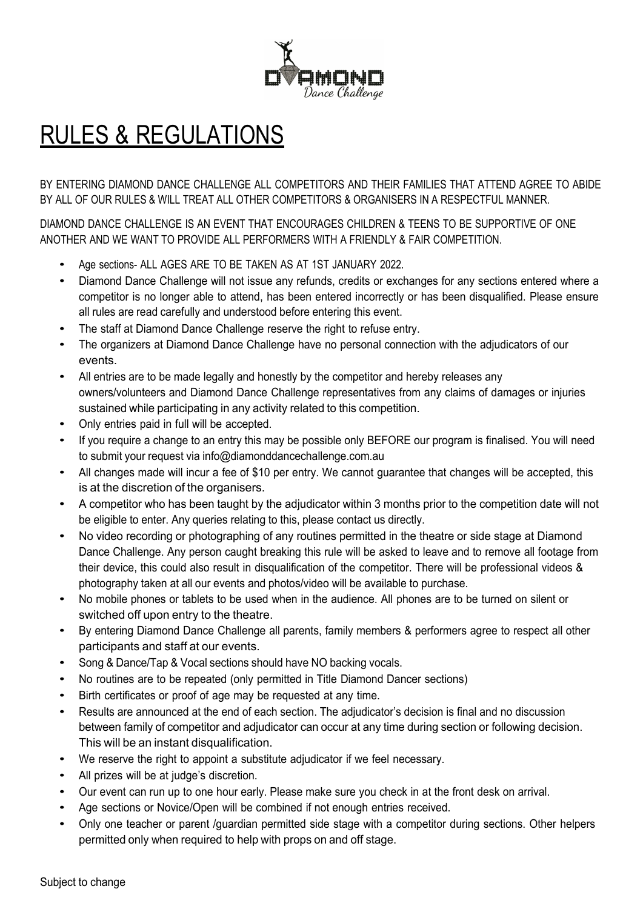# RULES & REGULATIONS

BY ENTERING DIAMOND DANCE CHALLENGE ALL COMPETITORS AND THEIR FAMILIES THAT ATTEND AGREE TO ABIDE BY ALL OF OUR RULES & WILL TREAT ALL OTHER COMPETITORS & ORGANISERS IN A RESPECTFUL MANNER.

DIAMOND DANCE CHALLENGE IS AN EVENT THAT ENCOURAGES CHILDREN & TEENS TO BE SUPPORTIVE OF ONE ANOTHER AND WE WANT TO PROVIDE ALL PERFORMERS WITH A FRIENDLY & FAIR COMPETITION.

- Age sections- ALL AGES ARE TO BE TAKEN AS AT 1ST JANUARY 2022.
- Diamond Dance Challenge will not issue any refunds, credits or exchanges for any sections entered where a competitor is no longer able to attend, has been entered incorrectly or has been disqualified. Please ensure all rules are read carefully and understood before entering this event.
- The staff at Diamond Dance Challenge reserve the right to refuse entry.
- The organizers at Diamond Dance Challenge have no personal connection with the adjudicators of our events.
- All entries are to be made legally and honestly by the competitor and hereby releases any owners/volunteers and Diamond Dance Challenge representatives from any claims of damages or injuries sustained while participating in any activity related to this competition.
- Only entries paid in full will be accepted.
- If you require a change to an entry this may be possible only BEFORE our program is finalised. You will need to submit your request via info@diamonddancechallenge.com.au
- All changes made will incur a fee of $10 per entry. We cannot guarantee that changes will be accepted, this is at the discretion of the organisers.
- A competitor who has been taught by the adjudicator within 3 months prior to the competition date will not be eligible to enter. Any queries relating to this, please contact us directly.
- No video recording or photographing of any routines permitted in the theatre or side stage at Diamond Dance Challenge. Any person caught breaking this rule will be asked to leave and to remove all footage from their device, this could also result in disqualification of the competitor. There will be professional videos & photography taken at all our events and photos/video will be available to purchase.
- No mobile phones or tablets to be used when in the audience. All phones are to be turned on silent or switched off upon entry to the theatre.
- By entering Diamond Dance Challenge all parents, family members & performers agree to respect all other participants and staff at our events.
- Song & Dance/Tap & Vocal sections should have NO backing vocals.
- No routines are to be repeated (only permitted in Title Diamond Dancer sections)
- Birth certificates or proof of age may be requested at any time.
- Results are announced at the end of each section. The adjudicator's decision is final and no discussion between family of competitor and adjudicator can occur at any time during section or following decision. This will be an instant disqualification.
- We reserve the right to appoint a substitute adjudicator if we feel necessary.
- All prizes will be at judge's discretion.
- Our event can run up to one hour early. Please make sure you check in at the front desk on arrival.
- Age sections or Novice/Open will be combined if not enough entries received.
- Only one teacher or parent /guardian permitted side stage with a competitor during sections. Other helpers permitted only when required to help with props on and off stage.

Subject to change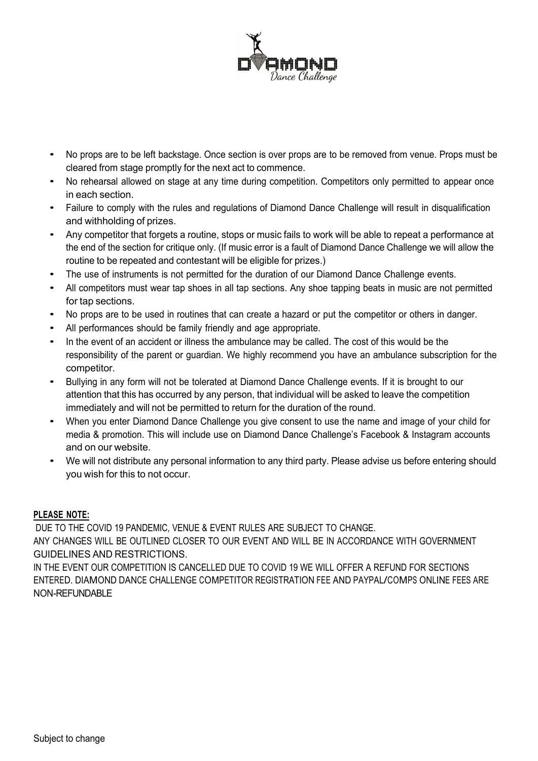- No props are to be left backstage. Once section is over props are to be removed from venue. Props must be cleared from stage promptly for the next act to commence.
- No rehearsal allowed on stage at any time during competition. Competitors only permitted to appear once in each section.
- Failure to comply with the rules and regulations of Diamond Dance Challenge will result in disqualification and withholding of prizes.
- Any competitor that forgets a routine, stops or music fails to work will be able to repeat a performance at the end of the section for critique only. (If music error is a fault of Diamond Dance Challenge we will allow the routine to be repeated and contestant will be eligible for prizes.)
- The use of instruments is not permitted for the duration of our Diamond Dance Challenge events.
- All competitors must wear tap shoes in all tap sections. Any shoe tapping beats in music are not permitted for tap sections.
- No props are to be used in routines that can create a hazard or put the competitor or others in danger.
- All performances should be family friendly and age appropriate.
- In the event of an accident or illness the ambulance may be called. The cost of this would be the responsibility of the parent or guardian. We highly recommend you have an ambulance subscription for the competitor.
- Bullying in any form will not be tolerated at Diamond Dance Challenge events. If it is brought to our attention that this has occurred by any person, that individual will be asked to leave the competition immediately and will not be permitted to return for the duration of the round.
- When you enter Diamond Dance Challenge you give consent to use the name and image of your child for media & promotion. This will include use on Diamond Dance Challenge's Facebook & Instagram accounts and on our website.
- We will not distribute any personal information to any third party. Please advise us before entering should you wish for this to not occur.

**PLEASE NOTE:**

DUE TO THE COVID 19 PANDEMIC, VENUE & EVENT RULES ARE SUBJECT TO CHANGE.
ANY CHANGES WILL BE OUTLINED CLOSER TO OUR EVENT AND WILL BE IN ACCORDANCE WITH GOVERNMENT GUIDELINES AND RESTRICTIONS.
IN THE EVENT OUR COMPETITION IS CANCELLED DUE TO COVID 19 WE WILL OFFER A REFUND FOR SECTIONS ENTERED. DIAMOND DANCE CHALLENGE COMPETITOR REGISTRATION FEE AND PAYPAL/COMPS ONLINE FEES ARE NON-REFUNDABLE

Subject to change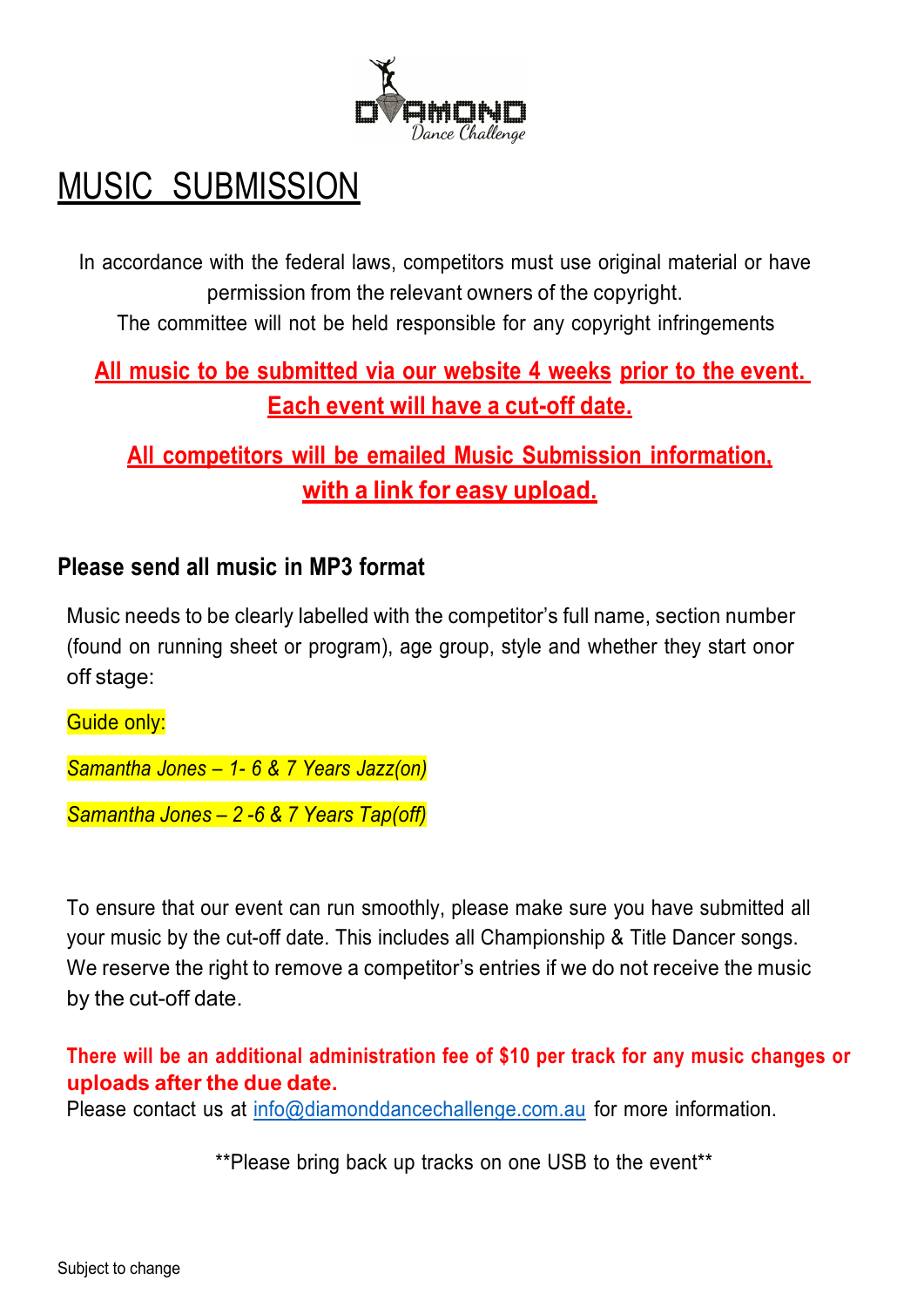# MUSIC SUBMISSION

In accordance with the federal laws, competitors must use original material or have permission from the relevant owners of the copyright.
The committee will not be held responsible for any copyright infringements

**All music to be submitted via our website 4 weeks prior to the event.**
**Each event will have a cut-off date.**

**All competitors will be emailed Music Submission information, with a link for easy upload.**

## Please send all music in MP3 format

Music needs to be clearly labelled with the competitor's full name, section number (found on running sheet or program), age group, style and whether they start onor off stage:

Guide only:

*Samantha Jones – 1- 6 & 7 Years Jazz(on)*

*Samantha Jones – 2 -6 & 7 Years Tap(off)*

To ensure that our event can run smoothly, please make sure you have submitted all your music by the cut-off date. This includes all Championship & Title Dancer songs. We reserve the right to remove a competitor's entries if we do not receive the music by the cut-off date.

**There will be an additional administration fee of $10 per track for any music changes or uploads after the due date.**
Please contact us at info@diamonddancechallenge.com.au for more information.

**Please bring back up tracks on one USB to the event**

Subject to change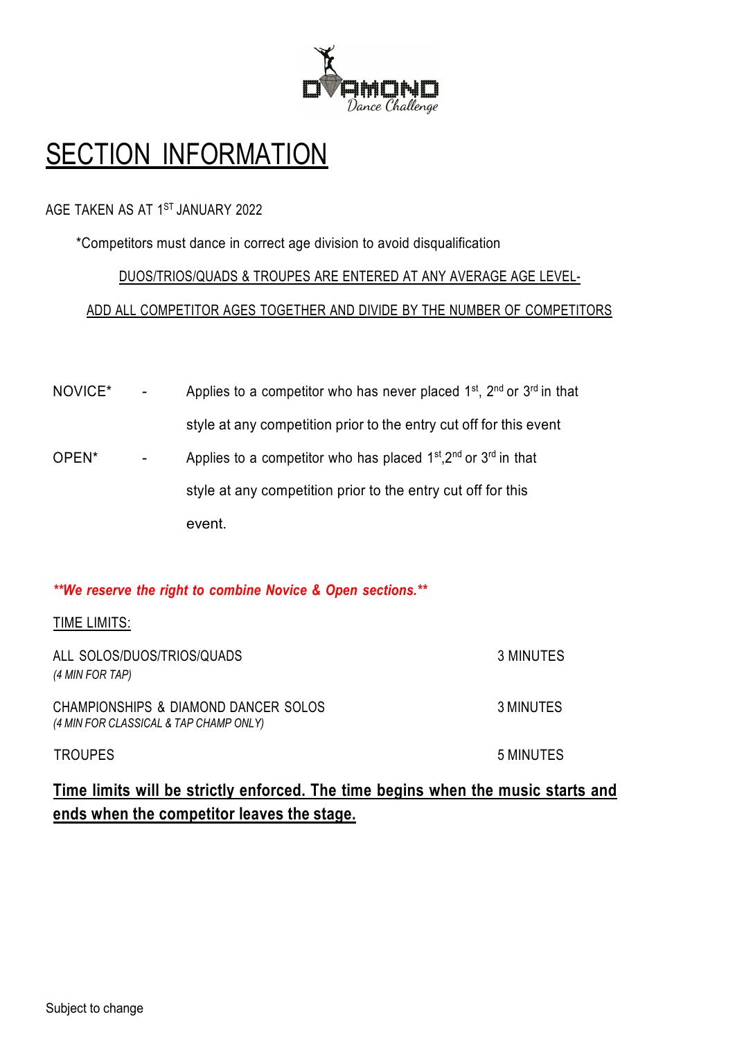# SECTION INFORMATION

AGE TAKEN AS AT 1ST JANUARY 2022

*Competitors must dance in correct age division to avoid disqualification

DUOS/TRIOS/QUADS & TROUPES ARE ENTERED AT ANY AVERAGE AGE LEVEL-

ADD ALL COMPETITOR AGES TOGETHER AND DIVIDE BY THE NUMBER OF COMPETITORS

NOVICE* - Applies to a competitor who has never placed 1st, 2nd or 3rd in that style at any competition prior to the entry cut off for this event

OPEN* - Applies to a competitor who has placed 1st, 2nd or 3rd in that style at any competition prior to the entry cut off for this event.

***We reserve the right to combine Novice & Open sections.***

TIME LIMITS:

| | |
|---|---|
| ALL SOLOS/DUOS/TRIOS/QUADS *(4 MIN FOR TAP)* | 3 MINUTES |
| CHAMPIONSHIPS & DIAMOND DANCER SOLOS *(4 MIN FOR CLASSICAL & TAP CHAMP ONLY)* | 3 MINUTES |
| TROUPES | 5 MINUTES |

**Time limits will be strictly enforced. The time begins when the music starts and ends when the competitor leaves the stage.**

Subject to change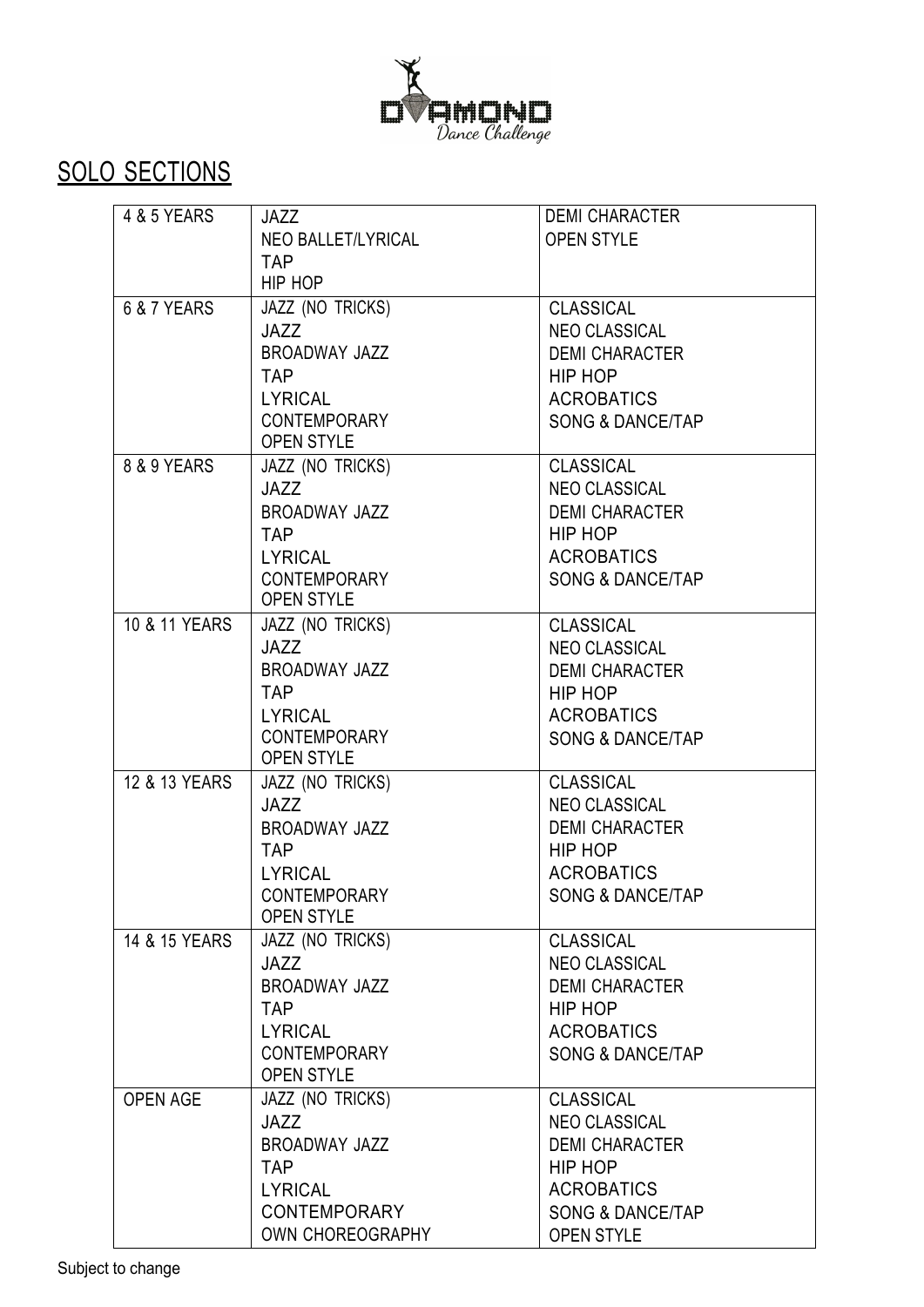## SOLO SECTIONS

| | | |
|---|---|---|
| 4 & 5 YEARS | JAZZ<br>NEO BALLET/LYRICAL<br>TAP<br>HIP HOP | DEMI CHARACTER<br>OPEN STYLE |
| 6 & 7 YEARS | JAZZ (NO TRICKS)<br>JAZZ<br>BROADWAY JAZZ<br>TAP<br>LYRICAL<br>CONTEMPORARY<br>OPEN STYLE | CLASSICAL<br>NEO CLASSICAL<br>DEMI CHARACTER<br>HIP HOP<br>ACROBATICS<br>SONG & DANCE/TAP |
| 8 & 9 YEARS | JAZZ (NO TRICKS)<br>JAZZ<br>BROADWAY JAZZ<br>TAP<br>LYRICAL<br>CONTEMPORARY<br>OPEN STYLE | CLASSICAL<br>NEO CLASSICAL<br>DEMI CHARACTER<br>HIP HOP<br>ACROBATICS<br>SONG & DANCE/TAP |
| 10 & 11 YEARS | JAZZ (NO TRICKS)<br>JAZZ<br>BROADWAY JAZZ<br>TAP<br>LYRICAL<br>CONTEMPORARY<br>OPEN STYLE | CLASSICAL<br>NEO CLASSICAL<br>DEMI CHARACTER<br>HIP HOP<br>ACROBATICS<br>SONG & DANCE/TAP |
| 12 & 13 YEARS | JAZZ (NO TRICKS)<br>JAZZ<br>BROADWAY JAZZ<br>TAP<br>LYRICAL<br>CONTEMPORARY<br>OPEN STYLE | CLASSICAL<br>NEO CLASSICAL<br>DEMI CHARACTER<br>HIP HOP<br>ACROBATICS<br>SONG & DANCE/TAP |
| 14 & 15 YEARS | JAZZ (NO TRICKS)<br>JAZZ<br>BROADWAY JAZZ<br>TAP<br>LYRICAL<br>CONTEMPORARY<br>OPEN STYLE | CLASSICAL<br>NEO CLASSICAL<br>DEMI CHARACTER<br>HIP HOP<br>ACROBATICS<br>SONG & DANCE/TAP |
| OPEN AGE | JAZZ (NO TRICKS)<br>JAZZ<br>BROADWAY JAZZ<br>TAP<br>LYRICAL<br>CONTEMPORARY<br>OWN CHOREOGRAPHY | CLASSICAL<br>NEO CLASSICAL<br>DEMI CHARACTER<br>HIP HOP<br>ACROBATICS<br>SONG & DANCE/TAP<br>OPEN STYLE |

Subject to change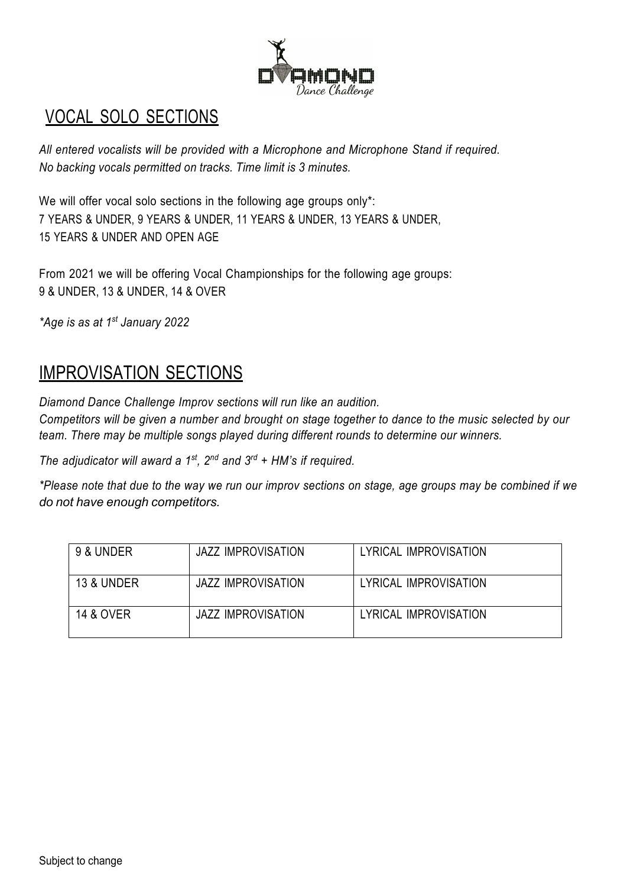## VOCAL SOLO SECTIONS

*All entered vocalists will be provided with a Microphone and Microphone Stand if required.*
*No backing vocals permitted on tracks. Time limit is 3 minutes.*

We will offer vocal solo sections in the following age groups only*:
7 YEARS & UNDER, 9 YEARS & UNDER, 11 YEARS & UNDER, 13 YEARS & UNDER,
15 YEARS & UNDER AND OPEN AGE

From 2021 we will be offering Vocal Championships for the following age groups:
9 & UNDER, 13 & UNDER, 14 & OVER

*\*Age is as at 1st January 2022*

## IMPROVISATION SECTIONS

*Diamond Dance Challenge Improv sections will run like an audition.*
*Competitors will be given a number and brought on stage together to dance to the music selected by our team. There may be multiple songs played during different rounds to determine our winners.*

*The adjudicator will award a 1st, 2nd and 3rd + HM's if required.*

*\*Please note that due to the way we run our improv sections on stage, age groups may be combined if we do not have enough competitors.*

| | | |
|---|---|---|
| 9 & UNDER | JAZZ IMPROVISATION | LYRICAL IMPROVISATION |
| 13 & UNDER | JAZZ IMPROVISATION | LYRICAL IMPROVISATION |
| 14 & OVER | JAZZ IMPROVISATION | LYRICAL IMPROVISATION |

Subject to change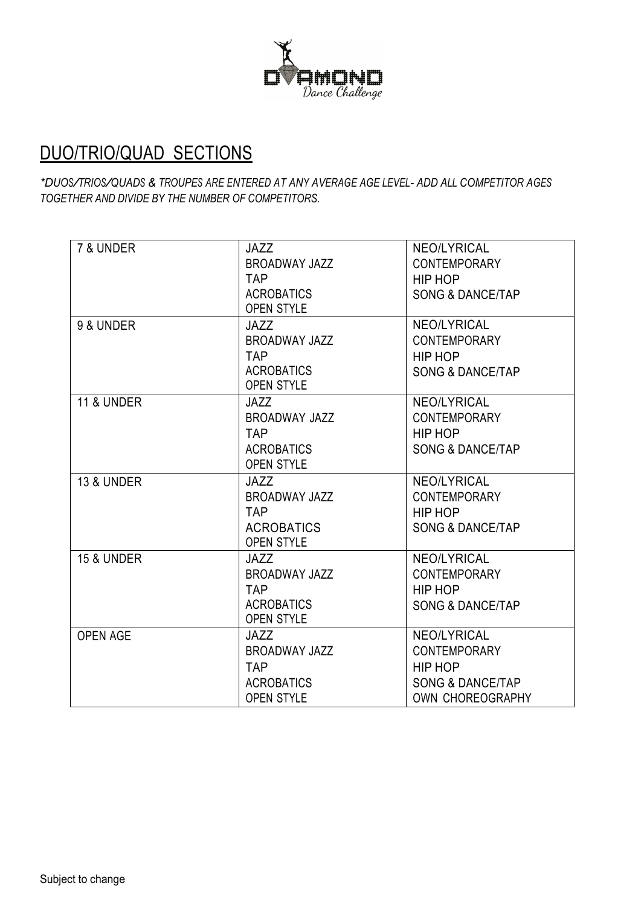## DUO/TRIO/QUAD SECTIONS

*\*DUOS/TRIOS/QUADS & TROUPES ARE ENTERED AT ANY AVERAGE AGE LEVEL- ADD ALL COMPETITOR AGES TOGETHER AND DIVIDE BY THE NUMBER OF COMPETITORS.*

| | | |
|---|---|---|
| 7 & UNDER | JAZZ<br>BROADWAY JAZZ<br>TAP<br>ACROBATICS<br>OPEN STYLE | NEO/LYRICAL<br>CONTEMPORARY<br>HIP HOP<br>SONG & DANCE/TAP |
| 9 & UNDER | JAZZ<br>BROADWAY JAZZ<br>TAP<br>ACROBATICS<br>OPEN STYLE | NEO/LYRICAL<br>CONTEMPORARY<br>HIP HOP<br>SONG & DANCE/TAP |
| 11 & UNDER | JAZZ<br>BROADWAY JAZZ<br>TAP<br>ACROBATICS<br>OPEN STYLE | NEO/LYRICAL<br>CONTEMPORARY<br>HIP HOP<br>SONG & DANCE/TAP |
| 13 & UNDER | JAZZ<br>BROADWAY JAZZ<br>TAP<br>ACROBATICS<br>OPEN STYLE | NEO/LYRICAL<br>CONTEMPORARY<br>HIP HOP<br>SONG & DANCE/TAP |
| 15 & UNDER | JAZZ<br>BROADWAY JAZZ<br>TAP<br>ACROBATICS<br>OPEN STYLE | NEO/LYRICAL<br>CONTEMPORARY<br>HIP HOP<br>SONG & DANCE/TAP |
| OPEN AGE | JAZZ<br>BROADWAY JAZZ<br>TAP<br>ACROBATICS<br>OPEN STYLE | NEO/LYRICAL<br>CONTEMPORARY<br>HIP HOP<br>SONG & DANCE/TAP<br>OWN CHOREOGRAPHY |

Subject to change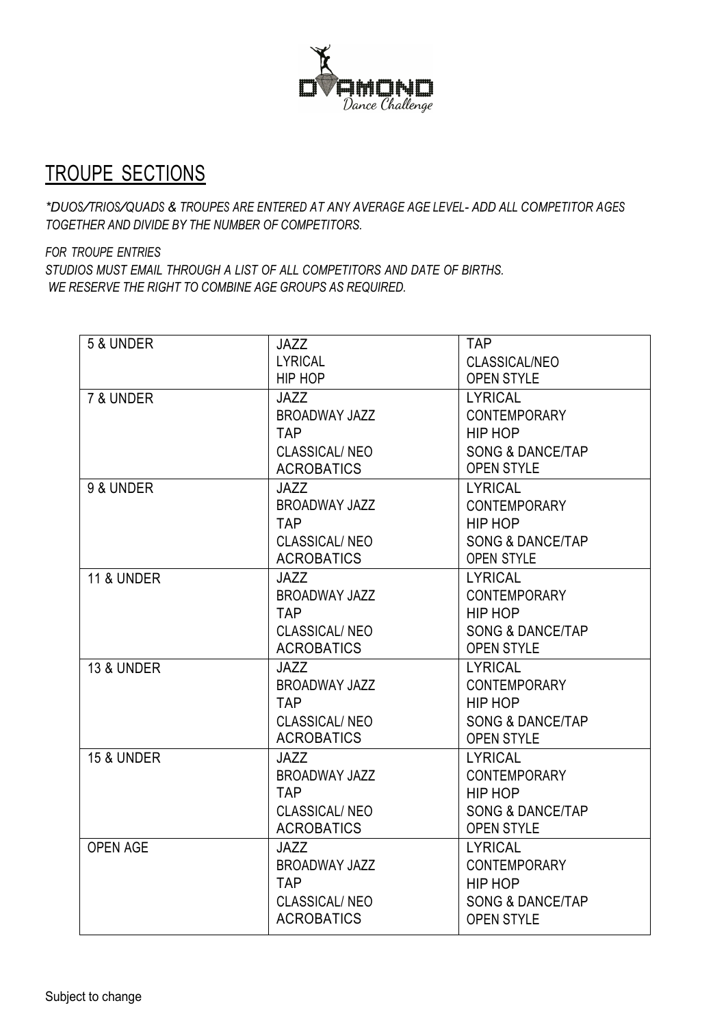## TROUPE SECTIONS

*\*DUOS/TRIOS/QUADS & TROUPES ARE ENTERED AT ANY AVERAGE AGE LEVEL- ADD ALL COMPETITOR AGES TOGETHER AND DIVIDE BY THE NUMBER OF COMPETITORS.*

*FOR TROUPE ENTRIES*
*STUDIOS MUST EMAIL THROUGH A LIST OF ALL COMPETITORS AND DATE OF BIRTHS.*
*WE RESERVE THE RIGHT TO COMBINE AGE GROUPS AS REQUIRED.*

| | | |
|---|---|---|
| 5 & UNDER | JAZZ<br>LYRICAL<br>HIP HOP | TAP<br>CLASSICAL/NEO<br>OPEN STYLE |
| 7 & UNDER | JAZZ<br>BROADWAY JAZZ<br>TAP<br>CLASSICAL/ NEO<br>ACROBATICS | LYRICAL<br>CONTEMPORARY<br>HIP HOP<br>SONG & DANCE/TAP<br>OPEN STYLE |
| 9 & UNDER | JAZZ<br>BROADWAY JAZZ<br>TAP<br>CLASSICAL/ NEO<br>ACROBATICS | LYRICAL<br>CONTEMPORARY<br>HIP HOP<br>SONG & DANCE/TAP<br>OPEN STYLE |
| 11 & UNDER | JAZZ<br>BROADWAY JAZZ<br>TAP<br>CLASSICAL/ NEO<br>ACROBATICS | LYRICAL<br>CONTEMPORARY<br>HIP HOP<br>SONG & DANCE/TAP<br>OPEN STYLE |
| 13 & UNDER | JAZZ<br>BROADWAY JAZZ<br>TAP<br>CLASSICAL/ NEO<br>ACROBATICS | LYRICAL<br>CONTEMPORARY<br>HIP HOP<br>SONG & DANCE/TAP<br>OPEN STYLE |
| 15 & UNDER | JAZZ<br>BROADWAY JAZZ<br>TAP<br>CLASSICAL/ NEO<br>ACROBATICS | LYRICAL<br>CONTEMPORARY<br>HIP HOP<br>SONG & DANCE/TAP<br>OPEN STYLE |
| OPEN AGE | JAZZ<br>BROADWAY JAZZ<br>TAP<br>CLASSICAL/ NEO<br>ACROBATICS | LYRICAL<br>CONTEMPORARY<br>HIP HOP<br>SONG & DANCE/TAP<br>OPEN STYLE |

Subject to change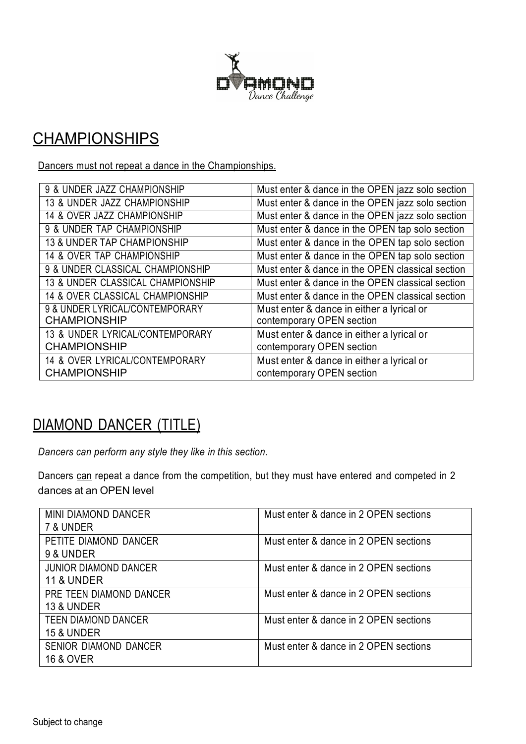## CHAMPIONSHIPS

Dancers must not repeat a dance in the Championships.

| | |
|---|---|
| 9 & UNDER JAZZ CHAMPIONSHIP | Must enter & dance in the OPEN jazz solo section |
| 13 & UNDER JAZZ CHAMPIONSHIP | Must enter & dance in the OPEN jazz solo section |
| 14 & OVER JAZZ CHAMPIONSHIP | Must enter & dance in the OPEN jazz solo section |
| 9 & UNDER TAP CHAMPIONSHIP | Must enter & dance in the OPEN tap solo section |
| 13 & UNDER TAP CHAMPIONSHIP | Must enter & dance in the OPEN tap solo section |
| 14 & OVER TAP CHAMPIONSHIP | Must enter & dance in the OPEN tap solo section |
| 9 & UNDER CLASSICAL CHAMPIONSHIP | Must enter & dance in the OPEN classical section |
| 13 & UNDER CLASSICAL CHAMPIONSHIP | Must enter & dance in the OPEN classical section |
| 14 & OVER CLASSICAL CHAMPIONSHIP | Must enter & dance in the OPEN classical section |
| 9 & UNDER LYRICAL/CONTEMPORARY CHAMPIONSHIP | Must enter & dance in either a lyrical or contemporary OPEN section |
| 13 & UNDER LYRICAL/CONTEMPORARY CHAMPIONSHIP | Must enter & dance in either a lyrical or contemporary OPEN section |
| 14 & OVER LYRICAL/CONTEMPORARY CHAMPIONSHIP | Must enter & dance in either a lyrical or contemporary OPEN section |

## DIAMOND DANCER (TITLE)

*Dancers can perform any style they like in this section.*

Dancers can repeat a dance from the competition, but they must have entered and competed in 2 dances at an OPEN level

| | |
|---|---|
| MINI DIAMOND DANCER 7 & UNDER | Must enter & dance in 2 OPEN sections |
| PETITE DIAMOND DANCER 9 & UNDER | Must enter & dance in 2 OPEN sections |
| JUNIOR DIAMOND DANCER 11 & UNDER | Must enter & dance in 2 OPEN sections |
| PRE TEEN DIAMOND DANCER 13 & UNDER | Must enter & dance in 2 OPEN sections |
| TEEN DIAMOND DANCER 15 & UNDER | Must enter & dance in 2 OPEN sections |
| SENIOR DIAMOND DANCER 16 & OVER | Must enter & dance in 2 OPEN sections |

Subject to change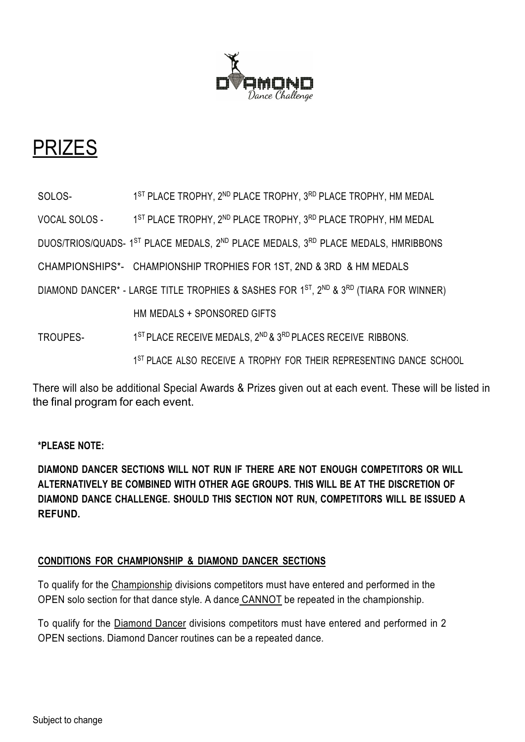# PRIZES

| | |
|---|---|
| SOLOS- | 1ST PLACE TROPHY, 2ND PLACE TROPHY, 3RD PLACE TROPHY, HM MEDAL |
| VOCAL SOLOS - | 1ST PLACE TROPHY, 2ND PLACE TROPHY, 3RD PLACE TROPHY, HM MEDAL |
| DUOS/TRIOS/QUADS- | 1ST PLACE MEDALS, 2ND PLACE MEDALS, 3RD PLACE MEDALS, HMRIBBONS |
| CHAMPIONSHIPS*- | CHAMPIONSHIP TROPHIES FOR 1ST, 2ND & 3RD & HM MEDALS |
| DIAMOND DANCER* - | LARGE TITLE TROPHIES & SASHES FOR 1ST, 2ND & 3RD (TIARA FOR WINNER) HM MEDALS + SPONSORED GIFTS |
| TROUPES- | 1ST PLACE RECEIVE MEDALS, 2ND & 3RD PLACES RECEIVE RIBBONS. 1ST PLACE ALSO RECEIVE A TROPHY FOR THEIR REPRESENTING DANCE SCHOOL |

There will also be additional Special Awards & Prizes given out at each event. These will be listed in the final program for each event.

**\*PLEASE NOTE:**

**DIAMOND DANCER SECTIONS WILL NOT RUN IF THERE ARE NOT ENOUGH COMPETITORS OR WILL ALTERNATIVELY BE COMBINED WITH OTHER AGE GROUPS. THIS WILL BE AT THE DISCRETION OF DIAMOND DANCE CHALLENGE. SHOULD THIS SECTION NOT RUN, COMPETITORS WILL BE ISSUED A REFUND.**

**CONDITIONS FOR CHAMPIONSHIP & DIAMOND DANCER SECTIONS**

To qualify for the Championship divisions competitors must have entered and performed in the OPEN solo section for that dance style. A dance CANNOT be repeated in the championship.

To qualify for the Diamond Dancer divisions competitors must have entered and performed in 2 OPEN sections. Diamond Dancer routines can be a repeated dance.

Subject to change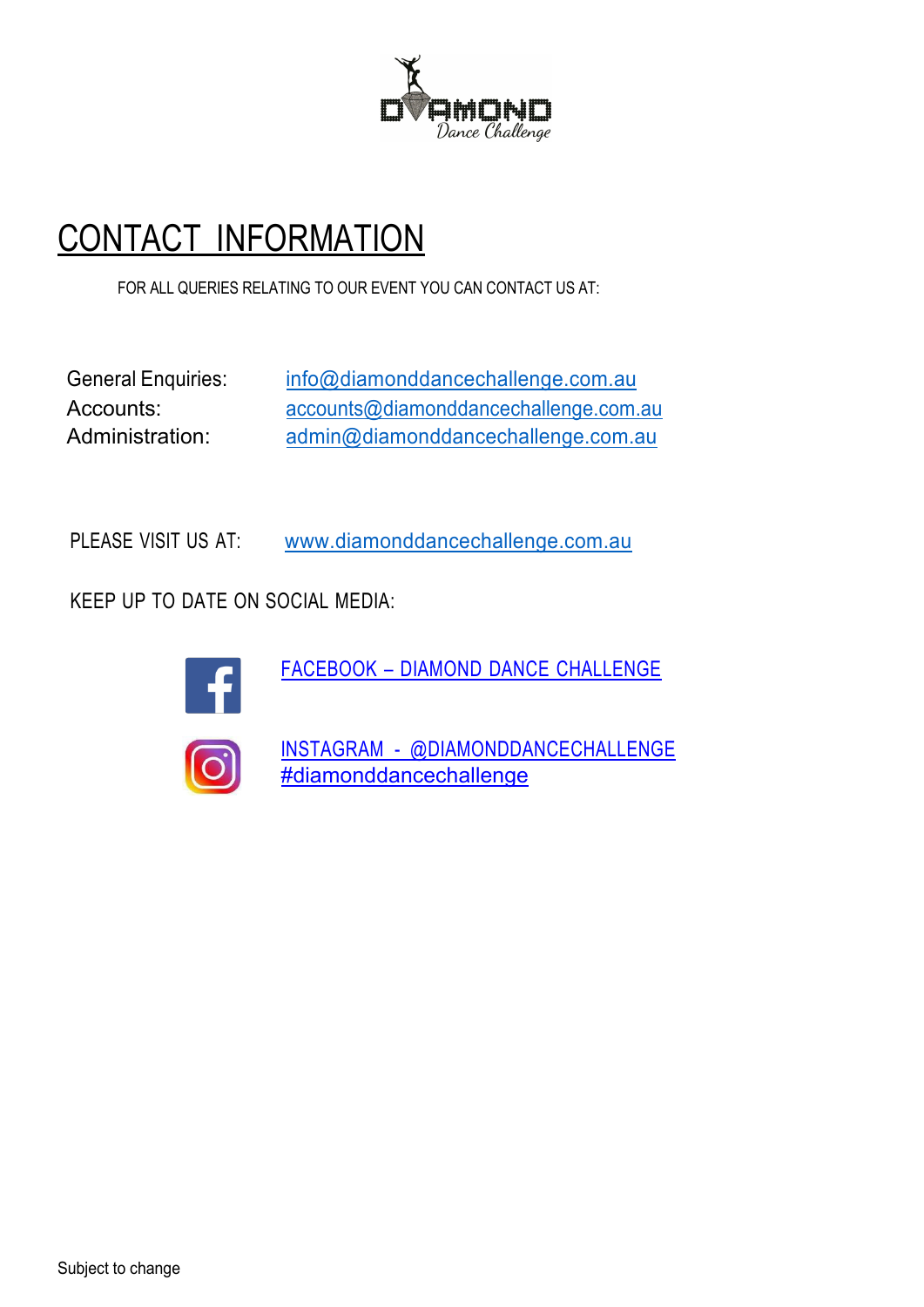# CONTACT INFORMATION

FOR ALL QUERIES RELATING TO OUR EVENT YOU CAN CONTACT US AT:

| | |
|---|---|
| General Enquiries: | info@diamonddancechallenge.com.au |
| Accounts: | accounts@diamonddancechallenge.com.au |
| Administration: | admin@diamonddancechallenge.com.au |

PLEASE VISIT US AT: www.diamonddancechallenge.com.au

KEEP UP TO DATE ON SOCIAL MEDIA:

FACEBOOK – DIAMOND DANCE CHALLENGE

INSTAGRAM - @DIAMONDDANCECHALLENGE
#diamonddancechallenge

Subject to change